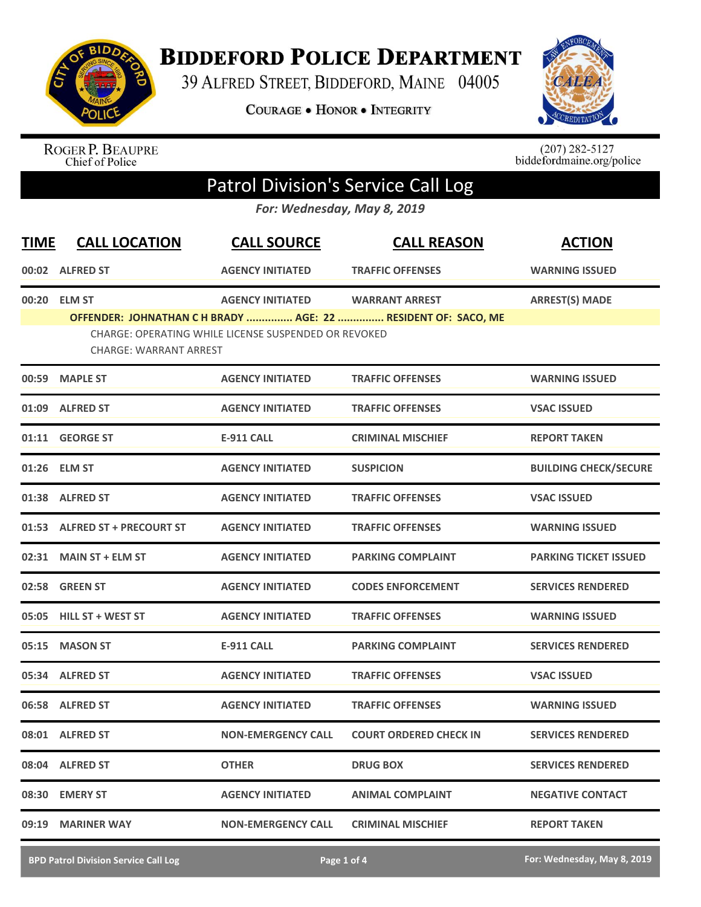# Biddeford Police Department

39 Alfred Street, Biddeford, Maine 04005

Courage • Honor • Integrity

Roger P. Beaupre
Chief of Police

(207) 282-5127
biddefordmaine.org/police

## Patrol Division's Service Call Log

*For: Wednesday, May 8, 2019*

| TIME | CALL LOCATION | CALL SOURCE | CALL REASON | ACTION |
|---|---|---|---|---|
| 00:02 | ALFRED ST | AGENCY INITIATED | TRAFFIC OFFENSES | WARNING ISSUED |
| 00:20 | ELM ST | AGENCY INITIATED | WARRANT ARREST | ARREST(S) MADE |
| | OFFENDER: JOHNATHAN C H BRADY ............... AGE: 22 ............... RESIDENT OF: SACO, ME<br>CHARGE: OPERATING WHILE LICENSE SUSPENDED OR REVOKED<br>CHARGE: WARRANT ARREST | | | |
| 00:59 | MAPLE ST | AGENCY INITIATED | TRAFFIC OFFENSES | WARNING ISSUED |
| 01:09 | ALFRED ST | AGENCY INITIATED | TRAFFIC OFFENSES | VSAC ISSUED |
| 01:11 | GEORGE ST | E-911 CALL | CRIMINAL MISCHIEF | REPORT TAKEN |
| 01:26 | ELM ST | AGENCY INITIATED | SUSPICION | BUILDING CHECK/SECURE |
| 01:38 | ALFRED ST | AGENCY INITIATED | TRAFFIC OFFENSES | VSAC ISSUED |
| 01:53 | ALFRED ST + PRECOURT ST | AGENCY INITIATED | TRAFFIC OFFENSES | WARNING ISSUED |
| 02:31 | MAIN ST + ELM ST | AGENCY INITIATED | PARKING COMPLAINT | PARKING TICKET ISSUED |
| 02:58 | GREEN ST | AGENCY INITIATED | CODES ENFORCEMENT | SERVICES RENDERED |
| 05:05 | HILL ST + WEST ST | AGENCY INITIATED | TRAFFIC OFFENSES | WARNING ISSUED |
| 05:15 | MASON ST | E-911 CALL | PARKING COMPLAINT | SERVICES RENDERED |
| 05:34 | ALFRED ST | AGENCY INITIATED | TRAFFIC OFFENSES | VSAC ISSUED |
| 06:58 | ALFRED ST | AGENCY INITIATED | TRAFFIC OFFENSES | WARNING ISSUED |
| 08:01 | ALFRED ST | NON-EMERGENCY CALL | COURT ORDERED CHECK IN | SERVICES RENDERED |
| 08:04 | ALFRED ST | OTHER | DRUG BOX | SERVICES RENDERED |
| 08:30 | EMERY ST | AGENCY INITIATED | ANIMAL COMPLAINT | NEGATIVE CONTACT |
| 09:19 | MARINER WAY | NON-EMERGENCY CALL | CRIMINAL MISCHIEF | REPORT TAKEN |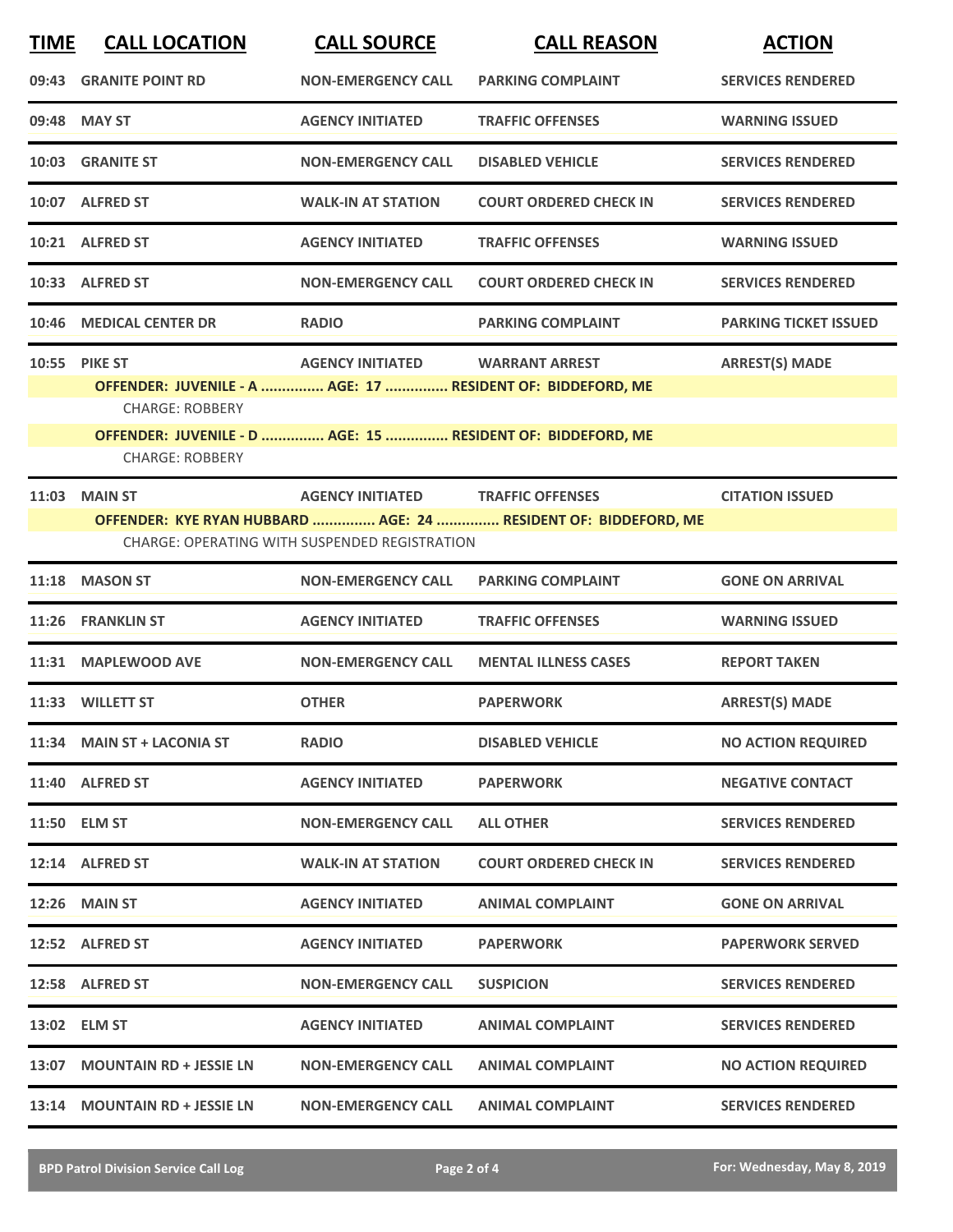| TIME | CALL LOCATION | CALL SOURCE | CALL REASON | ACTION |
|---|---|---|---|---|
| 09:43 | GRANITE POINT RD | NON-EMERGENCY CALL | PARKING COMPLAINT | SERVICES RENDERED |
| 09:48 | MAY ST | AGENCY INITIATED | TRAFFIC OFFENSES | WARNING ISSUED |
| 10:03 | GRANITE ST | NON-EMERGENCY CALL | DISABLED VEHICLE | SERVICES RENDERED |
| 10:07 | ALFRED ST | WALK-IN AT STATION | COURT ORDERED CHECK IN | SERVICES RENDERED |
| 10:21 | ALFRED ST | AGENCY INITIATED | TRAFFIC OFFENSES | WARNING ISSUED |
| 10:33 | ALFRED ST | NON-EMERGENCY CALL | COURT ORDERED CHECK IN | SERVICES RENDERED |
| 10:46 | MEDICAL CENTER DR | RADIO | PARKING COMPLAINT | PARKING TICKET ISSUED |
| 10:55 | PIKE ST | AGENCY INITIATED | WARRANT ARREST | ARREST(S) MADE |
| | OFFENDER: JUVENILE - A ............... AGE: 17 ............... RESIDENT OF: BIDDEFORD, ME | | | |
| | CHARGE: ROBBERY | | | |
| | OFFENDER: JUVENILE - D ............... AGE: 15 ............... RESIDENT OF: BIDDEFORD, ME | | | |
| | CHARGE: ROBBERY | | | |
| 11:03 | MAIN ST | AGENCY INITIATED | TRAFFIC OFFENSES | CITATION ISSUED |
| | OFFENDER: KYE RYAN HUBBARD ............... AGE: 24 ............... RESIDENT OF: BIDDEFORD, ME | | | |
| | CHARGE: OPERATING WITH SUSPENDED REGISTRATION | | | |
| 11:18 | MASON ST | NON-EMERGENCY CALL | PARKING COMPLAINT | GONE ON ARRIVAL |
| 11:26 | FRANKLIN ST | AGENCY INITIATED | TRAFFIC OFFENSES | WARNING ISSUED |
| 11:31 | MAPLEWOOD AVE | NON-EMERGENCY CALL | MENTAL ILLNESS CASES | REPORT TAKEN |
| 11:33 | WILLETT ST | OTHER | PAPERWORK | ARREST(S) MADE |
| 11:34 | MAIN ST + LACONIA ST | RADIO | DISABLED VEHICLE | NO ACTION REQUIRED |
| 11:40 | ALFRED ST | AGENCY INITIATED | PAPERWORK | NEGATIVE CONTACT |
| 11:50 | ELM ST | NON-EMERGENCY CALL | ALL OTHER | SERVICES RENDERED |
| 12:14 | ALFRED ST | WALK-IN AT STATION | COURT ORDERED CHECK IN | SERVICES RENDERED |
| 12:26 | MAIN ST | AGENCY INITIATED | ANIMAL COMPLAINT | GONE ON ARRIVAL |
| 12:52 | ALFRED ST | AGENCY INITIATED | PAPERWORK | PAPERWORK SERVED |
| 12:58 | ALFRED ST | NON-EMERGENCY CALL | SUSPICION | SERVICES RENDERED |
| 13:02 | ELM ST | AGENCY INITIATED | ANIMAL COMPLAINT | SERVICES RENDERED |
| 13:07 | MOUNTAIN RD + JESSIE LN | NON-EMERGENCY CALL | ANIMAL COMPLAINT | NO ACTION REQUIRED |
| 13:14 | MOUNTAIN RD + JESSIE LN | NON-EMERGENCY CALL | ANIMAL COMPLAINT | SERVICES RENDERED |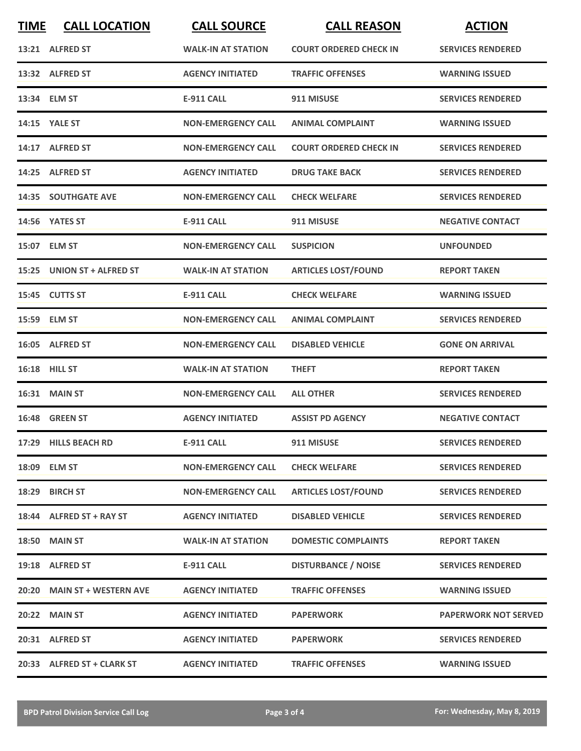| TIME | CALL LOCATION | CALL SOURCE | CALL REASON | ACTION |
|---|---|---|---|---|
| 13:21 | ALFRED ST | WALK-IN AT STATION | COURT ORDERED CHECK IN | SERVICES RENDERED |
| 13:32 | ALFRED ST | AGENCY INITIATED | TRAFFIC OFFENSES | WARNING ISSUED |
| 13:34 | ELM ST | E-911 CALL | 911 MISUSE | SERVICES RENDERED |
| 14:15 | YALE ST | NON-EMERGENCY CALL | ANIMAL COMPLAINT | WARNING ISSUED |
| 14:17 | ALFRED ST | NON-EMERGENCY CALL | COURT ORDERED CHECK IN | SERVICES RENDERED |
| 14:25 | ALFRED ST | AGENCY INITIATED | DRUG TAKE BACK | SERVICES RENDERED |
| 14:35 | SOUTHGATE AVE | NON-EMERGENCY CALL | CHECK WELFARE | SERVICES RENDERED |
| 14:56 | YATES ST | E-911 CALL | 911 MISUSE | NEGATIVE CONTACT |
| 15:07 | ELM ST | NON-EMERGENCY CALL | SUSPICION | UNFOUNDED |
| 15:25 | UNION ST + ALFRED ST | WALK-IN AT STATION | ARTICLES LOST/FOUND | REPORT TAKEN |
| 15:45 | CUTTS ST | E-911 CALL | CHECK WELFARE | WARNING ISSUED |
| 15:59 | ELM ST | NON-EMERGENCY CALL | ANIMAL COMPLAINT | SERVICES RENDERED |
| 16:05 | ALFRED ST | NON-EMERGENCY CALL | DISABLED VEHICLE | GONE ON ARRIVAL |
| 16:18 | HILL ST | WALK-IN AT STATION | THEFT | REPORT TAKEN |
| 16:31 | MAIN ST | NON-EMERGENCY CALL | ALL OTHER | SERVICES RENDERED |
| 16:48 | GREEN ST | AGENCY INITIATED | ASSIST PD AGENCY | NEGATIVE CONTACT |
| 17:29 | HILLS BEACH RD | E-911 CALL | 911 MISUSE | SERVICES RENDERED |
| 18:09 | ELM ST | NON-EMERGENCY CALL | CHECK WELFARE | SERVICES RENDERED |
| 18:29 | BIRCH ST | NON-EMERGENCY CALL | ARTICLES LOST/FOUND | SERVICES RENDERED |
| 18:44 | ALFRED ST + RAY ST | AGENCY INITIATED | DISABLED VEHICLE | SERVICES RENDERED |
| 18:50 | MAIN ST | WALK-IN AT STATION | DOMESTIC COMPLAINTS | REPORT TAKEN |
| 19:18 | ALFRED ST | E-911 CALL | DISTURBANCE / NOISE | SERVICES RENDERED |
| 20:20 | MAIN ST + WESTERN AVE | AGENCY INITIATED | TRAFFIC OFFENSES | WARNING ISSUED |
| 20:22 | MAIN ST | AGENCY INITIATED | PAPERWORK | PAPERWORK NOT SERVED |
| 20:31 | ALFRED ST | AGENCY INITIATED | PAPERWORK | SERVICES RENDERED |
| 20:33 | ALFRED ST + CLARK ST | AGENCY INITIATED | TRAFFIC OFFENSES | WARNING ISSUED |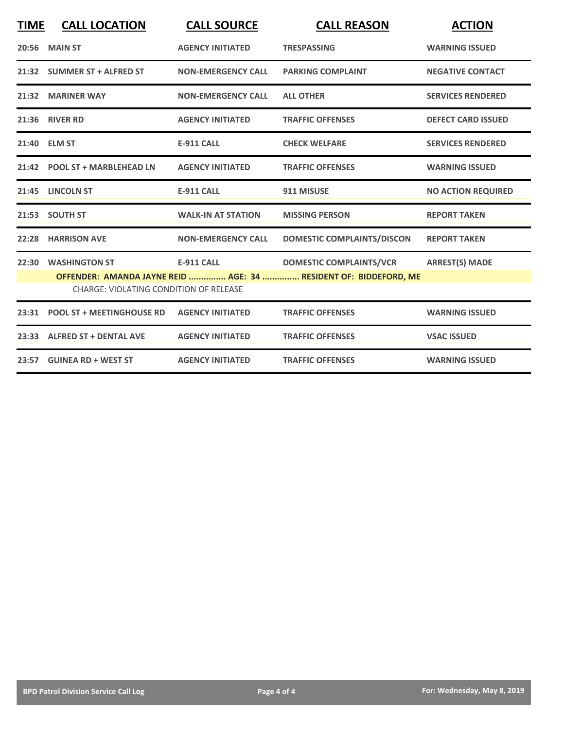| TIME | CALL LOCATION | CALL SOURCE | CALL REASON | ACTION |
| --- | --- | --- | --- | --- |
| 20:56 | MAIN ST | AGENCY INITIATED | TRESPASSING | WARNING ISSUED |
| 21:32 | SUMMER ST + ALFRED ST | NON-EMERGENCY CALL | PARKING COMPLAINT | NEGATIVE CONTACT |
| 21:32 | MARINER WAY | NON-EMERGENCY CALL | ALL OTHER | SERVICES RENDERED |
| 21:36 | RIVER RD | AGENCY INITIATED | TRAFFIC OFFENSES | DEFECT CARD ISSUED |
| 21:40 | ELM ST | E-911 CALL | CHECK WELFARE | SERVICES RENDERED |
| 21:42 | POOL ST + MARBLEHEAD LN | AGENCY INITIATED | TRAFFIC OFFENSES | WARNING ISSUED |
| 21:45 | LINCOLN ST | E-911 CALL | 911 MISUSE | NO ACTION REQUIRED |
| 21:53 | SOUTH ST | WALK-IN AT STATION | MISSING PERSON | REPORT TAKEN |
| 22:28 | HARRISON AVE | NON-EMERGENCY CALL | DOMESTIC COMPLAINTS/DISCON | REPORT TAKEN |
| 22:30 | WASHINGTON ST | E-911 CALL | DOMESTIC COMPLAINTS/VCR | ARREST(S) MADE |
| | OFFENDER: AMANDA JAYNE REID ............... AGE: 34 ............... RESIDENT OF: BIDDEFORD, ME | | | |
| | CHARGE: VIOLATING CONDITION OF RELEASE | | | |
| 23:31 | POOL ST + MEETINGHOUSE RD | AGENCY INITIATED | TRAFFIC OFFENSES | WARNING ISSUED |
| 23:33 | ALFRED ST + DENTAL AVE | AGENCY INITIATED | TRAFFIC OFFENSES | VSAC ISSUED |
| 23:57 | GUINEA RD + WEST ST | AGENCY INITIATED | TRAFFIC OFFENSES | WARNING ISSUED |